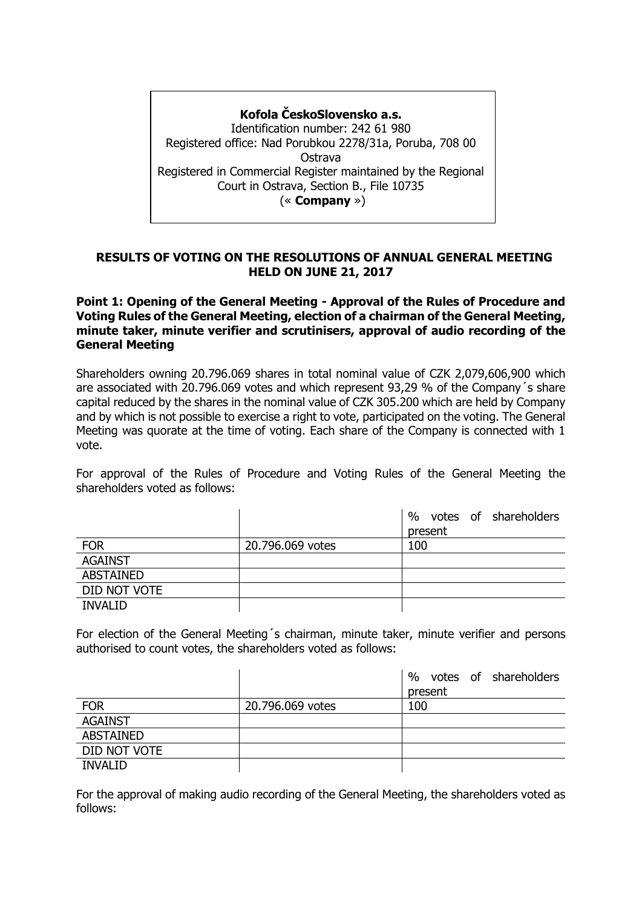**Kofola ČeskoSlovensko a.s.**
Identification number: 242 61 980
Registered office: Nad Porubkou 2278/31a, Poruba, 708 00 Ostrava
Registered in Commercial Register maintained by the Regional Court in Ostrava, Section B., File 10735
(« **Company** »)

## RESULTS OF VOTING ON THE RESOLUTIONS OF ANNUAL GENERAL MEETING HELD ON JUNE 21, 2017

### Point 1: Opening of the General Meeting - Approval of the Rules of Procedure and Voting Rules of the General Meeting, election of a chairman of the General Meeting, minute taker, minute verifier and scrutinisers, approval of audio recording of the General Meeting

Shareholders owning 20.796.069 shares in total nominal value of CZK 2,079,606,900 which are associated with 20.796.069 votes and which represent 93,29 % of the Company´s share capital reduced by the shares in the nominal value of CZK 305.200 which are held by Company and by which is not possible to exercise a right to vote, participated on the voting. The General Meeting was quorate at the time of voting. Each share of the Company is connected with 1 vote.

For approval of the Rules of Procedure and Voting Rules of the General Meeting the shareholders voted as follows:

| | | % votes of shareholders present |
|---|---|---|
| FOR | 20.796.069 votes | 100 |
| AGAINST | | |
| ABSTAINED | | |
| DID NOT VOTE | | |
| INVALID | | |

For election of the General Meeting´s chairman, minute taker, minute verifier and persons authorised to count votes, the shareholders voted as follows:

| | | % votes of shareholders present |
|---|---|---|
| FOR | 20.796.069 votes | 100 |
| AGAINST | | |
| ABSTAINED | | |
| DID NOT VOTE | | |
| INVALID | | |

For the approval of making audio recording of the General Meeting, the shareholders voted as follows: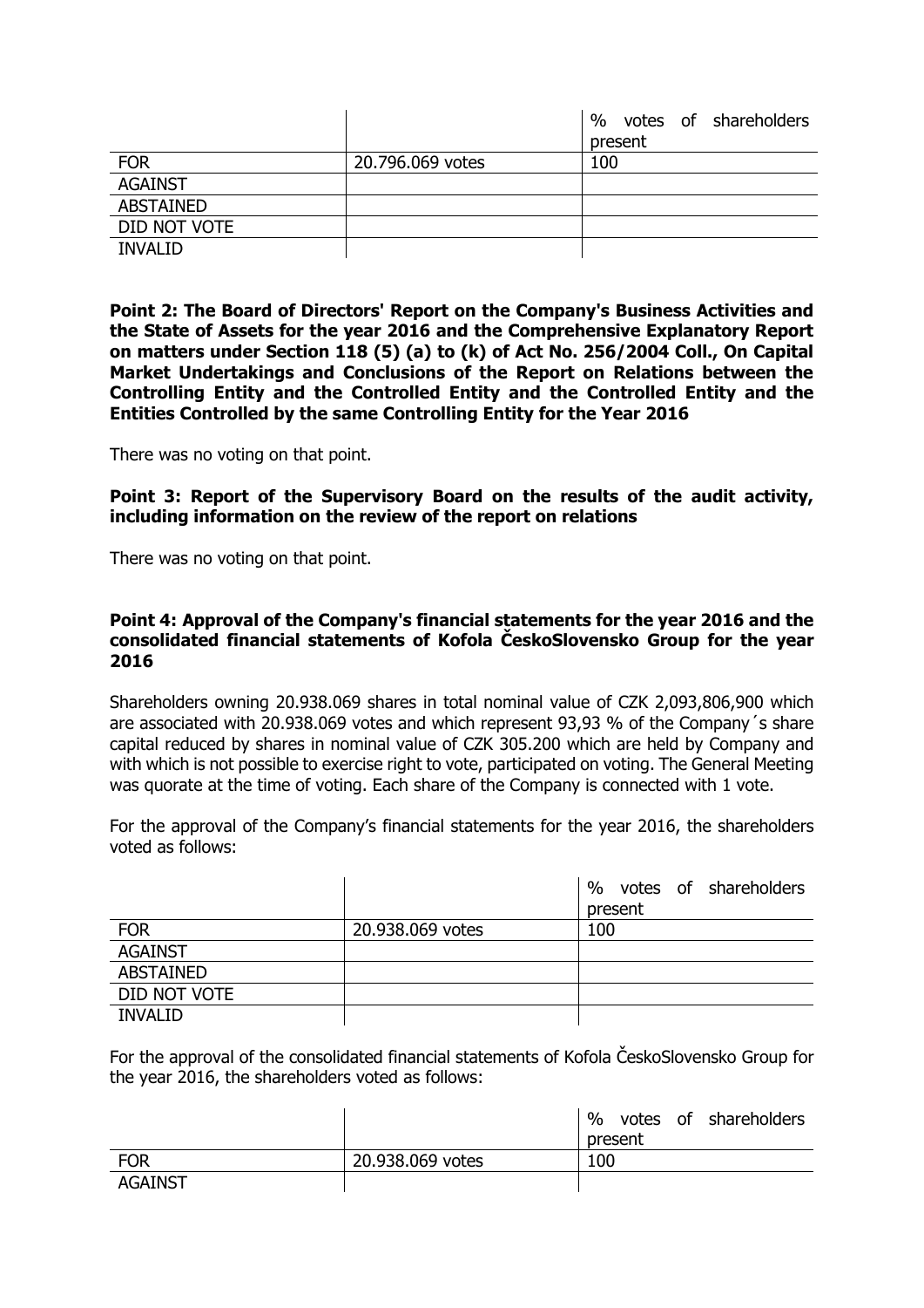| | | % votes of shareholders present |
|---|---|---|
| FOR | 20.796.069 votes | 100 |
| AGAINST | | |
| ABSTAINED | | |
| DID NOT VOTE | | |
| INVALID | | |

**Point 2: The Board of Directors' Report on the Company's Business Activities and the State of Assets for the year 2016 and the Comprehensive Explanatory Report on matters under Section 118 (5) (a) to (k) of Act No. 256/2004 Coll., On Capital Market Undertakings and Conclusions of the Report on Relations between the Controlling Entity and the Controlled Entity and the Controlled Entity and the Entities Controlled by the same Controlling Entity for the Year 2016**

There was no voting on that point.

**Point 3: Report of the Supervisory Board on the results of the audit activity, including information on the review of the report on relations**

There was no voting on that point.

**Point 4: Approval of the Company's financial statements for the year 2016 and the consolidated financial statements of Kofola ČeskoSlovensko Group for the year 2016**

Shareholders owning 20.938.069 shares in total nominal value of CZK 2,093,806,900 which are associated with 20.938.069 votes and which represent 93,93 % of the Company´s share capital reduced by shares in nominal value of CZK 305.200 which are held by Company and with which is not possible to exercise right to vote, participated on voting. The General Meeting was quorate at the time of voting. Each share of the Company is connected with 1 vote.

For the approval of the Company's financial statements for the year 2016, the shareholders voted as follows:

| | | % votes of shareholders present |
|---|---|---|
| FOR | 20.938.069 votes | 100 |
| AGAINST | | |
| ABSTAINED | | |
| DID NOT VOTE | | |
| INVALID | | |

For the approval of the consolidated financial statements of Kofola ČeskoSlovensko Group for the year 2016, the shareholders voted as follows:

| | | % votes of shareholders present |
|---|---|---|
| FOR | 20.938.069 votes | 100 |
| AGAINST | | |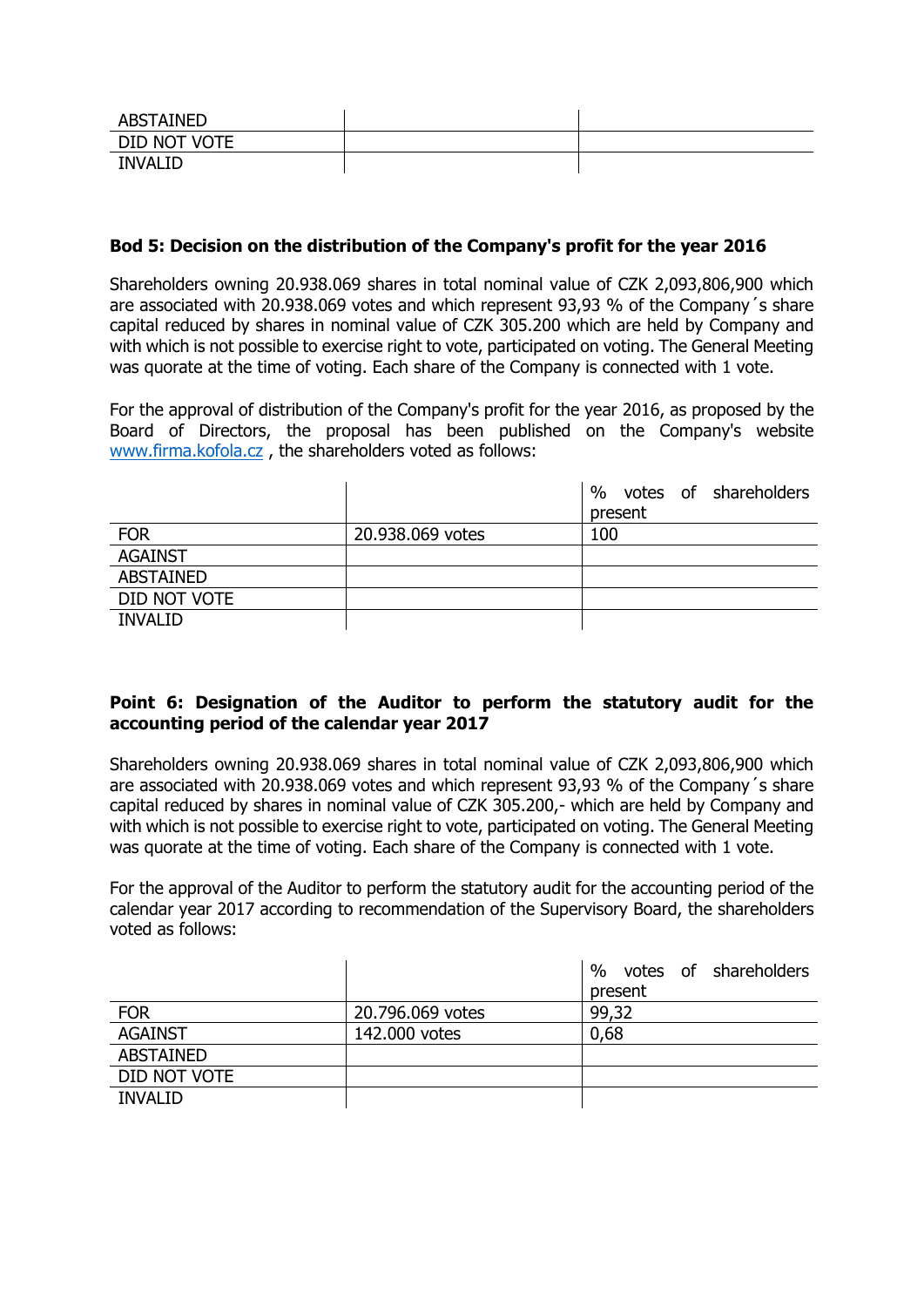| | | |
|---|---|---|
| ABSTAINED | | |
| DID NOT VOTE | | |
| INVALID | | |

**Bod 5: Decision on the distribution of the Company's profit for the year 2016**

Shareholders owning 20.938.069 shares in total nominal value of CZK 2,093,806,900 which are associated with 20.938.069 votes and which represent 93,93 % of the Company´s share capital reduced by shares in nominal value of CZK 305.200 which are held by Company and with which is not possible to exercise right to vote, participated on voting. The General Meeting was quorate at the time of voting. Each share of the Company is connected with 1 vote.

For the approval of distribution of the Company's profit for the year 2016, as proposed by the Board of Directors, the proposal has been published on the Company's website www.firma.kofola.cz , the shareholders voted as follows:

| | | % votes of shareholders present |
|---|---|---|
| FOR | 20.938.069 votes | 100 |
| AGAINST | | |
| ABSTAINED | | |
| DID NOT VOTE | | |
| INVALID | | |

**Point 6: Designation of the Auditor to perform the statutory audit for the accounting period of the calendar year 2017**

Shareholders owning 20.938.069 shares in total nominal value of CZK 2,093,806,900 which are associated with 20.938.069 votes and which represent 93,93 % of the Company´s share capital reduced by shares in nominal value of CZK 305.200,- which are held by Company and with which is not possible to exercise right to vote, participated on voting. The General Meeting was quorate at the time of voting. Each share of the Company is connected with 1 vote.

For the approval of the Auditor to perform the statutory audit for the accounting period of the calendar year 2017 according to recommendation of the Supervisory Board, the shareholders voted as follows:

| | | % votes of shareholders present |
|---|---|---|
| FOR | 20.796.069 votes | 99,32 |
| AGAINST | 142.000 votes | 0,68 |
| ABSTAINED | | |
| DID NOT VOTE | | |
| INVALID | | |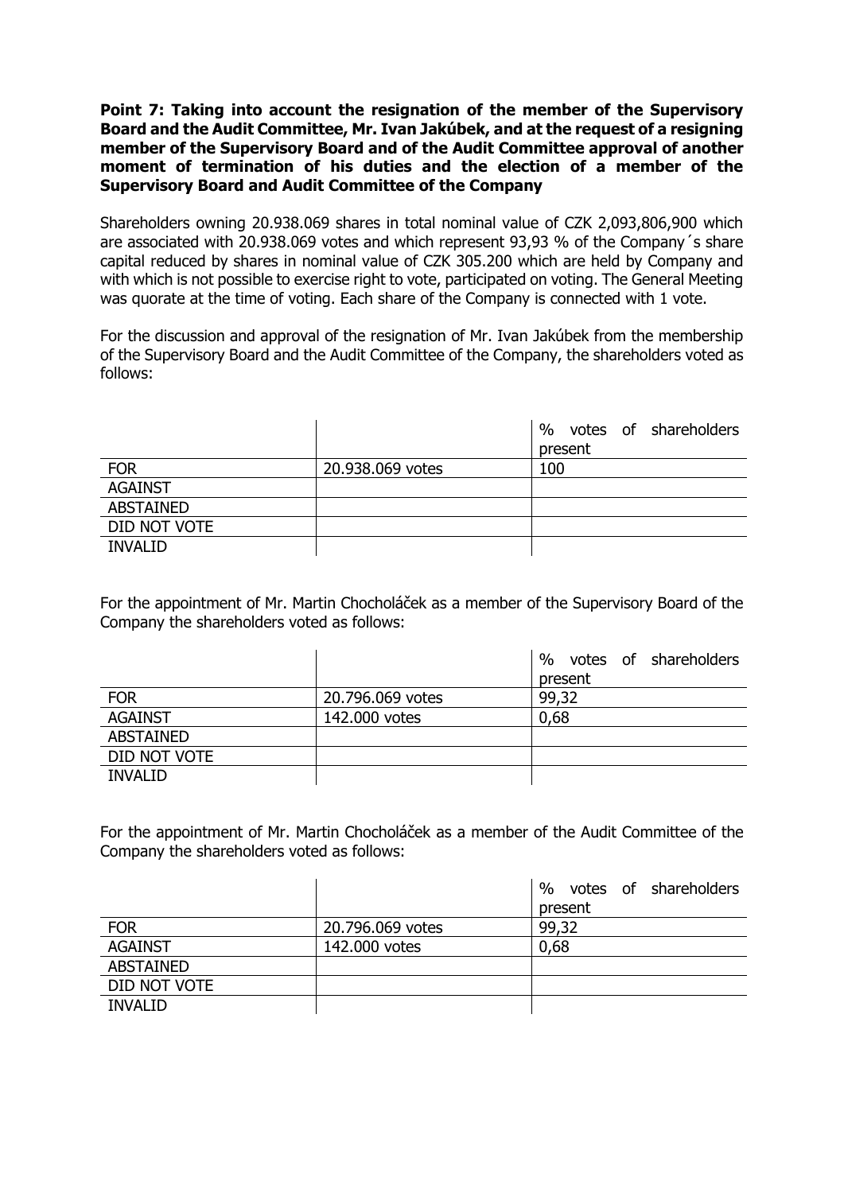**Point 7: Taking into account the resignation of the member of the Supervisory Board and the Audit Committee, Mr. Ivan Jakúbek, and at the request of a resigning member of the Supervisory Board and of the Audit Committee approval of another moment of termination of his duties and the election of a member of the Supervisory Board and Audit Committee of the Company**

Shareholders owning 20.938.069 shares in total nominal value of CZK 2,093,806,900 which are associated with 20.938.069 votes and which represent 93,93 % of the Company´s share capital reduced by shares in nominal value of CZK 305.200 which are held by Company and with which is not possible to exercise right to vote, participated on voting. The General Meeting was quorate at the time of voting. Each share of the Company is connected with 1 vote.

For the discussion and approval of the resignation of Mr. Ivan Jakúbek from the membership of the Supervisory Board and the Audit Committee of the Company, the shareholders voted as follows:

| | | % votes of shareholders present |
|---|---|---|
| FOR | 20.938.069 votes | 100 |
| AGAINST | | |
| ABSTAINED | | |
| DID NOT VOTE | | |
| INVALID | | |

For the appointment of Mr. Martin Chocholáček as a member of the Supervisory Board of the Company the shareholders voted as follows:

| | | % votes of shareholders present |
|---|---|---|
| FOR | 20.796.069 votes | 99,32 |
| AGAINST | 142.000 votes | 0,68 |
| ABSTAINED | | |
| DID NOT VOTE | | |
| INVALID | | |

For the appointment of Mr. Martin Chocholáček as a member of the Audit Committee of the Company the shareholders voted as follows:

| | | % votes of shareholders present |
|---|---|---|
| FOR | 20.796.069 votes | 99,32 |
| AGAINST | 142.000 votes | 0,68 |
| ABSTAINED | | |
| DID NOT VOTE | | |
| INVALID | | |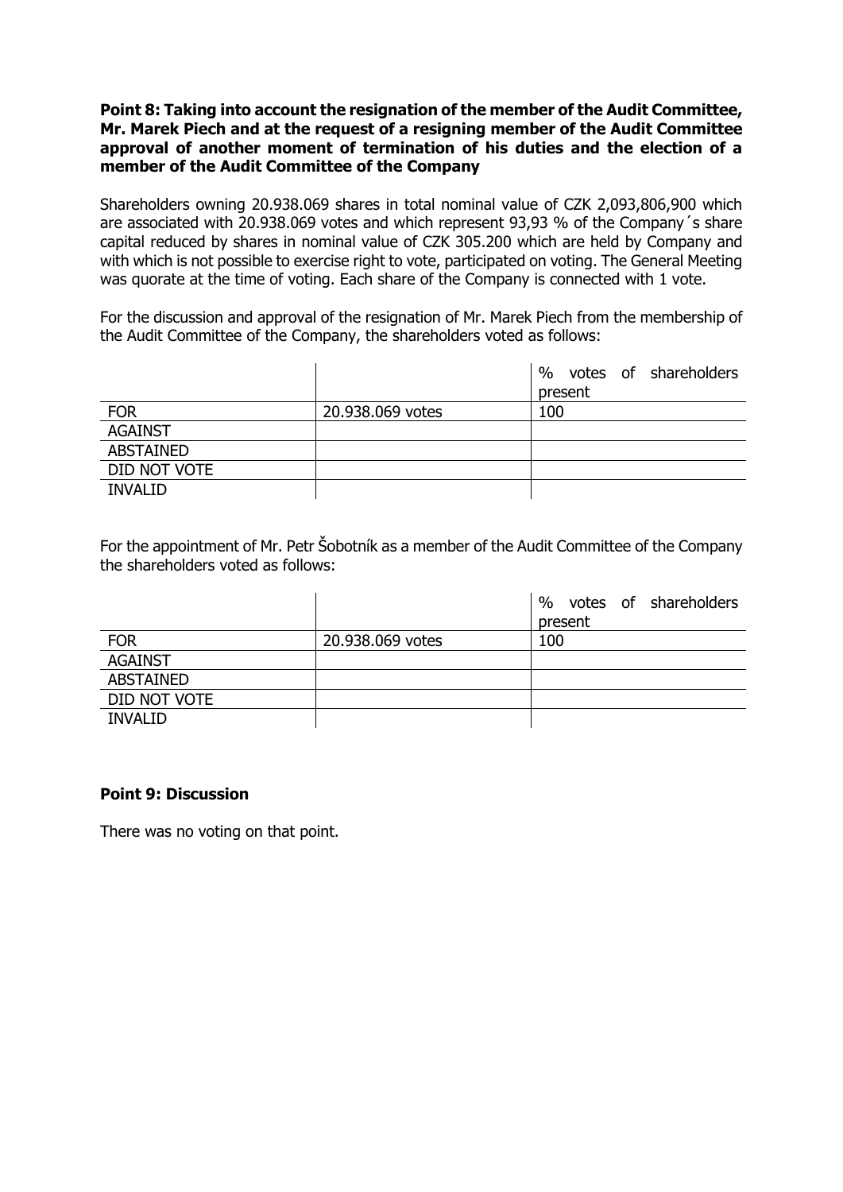**Point 8: Taking into account the resignation of the member of the Audit Committee, Mr. Marek Piech and at the request of a resigning member of the Audit Committee approval of another moment of termination of his duties and the election of a member of the Audit Committee of the Company**

Shareholders owning 20.938.069 shares in total nominal value of CZK 2,093,806,900 which are associated with 20.938.069 votes and which represent 93,93 % of the Company´s share capital reduced by shares in nominal value of CZK 305.200 which are held by Company and with which is not possible to exercise right to vote, participated on voting. The General Meeting was quorate at the time of voting. Each share of the Company is connected with 1 vote.

For the discussion and approval of the resignation of Mr. Marek Piech from the membership of the Audit Committee of the Company, the shareholders voted as follows:

| | | % votes of shareholders present |
|---|---|---|
| FOR | 20.938.069 votes | 100 |
| AGAINST | | |
| ABSTAINED | | |
| DID NOT VOTE | | |
| INVALID | | |

For the appointment of Mr. Petr Šobotník as a member of the Audit Committee of the Company the shareholders voted as follows:

| | | % votes of shareholders present |
|---|---|---|
| FOR | 20.938.069 votes | 100 |
| AGAINST | | |
| ABSTAINED | | |
| DID NOT VOTE | | |
| INVALID | | |

**Point 9: Discussion**

There was no voting on that point.